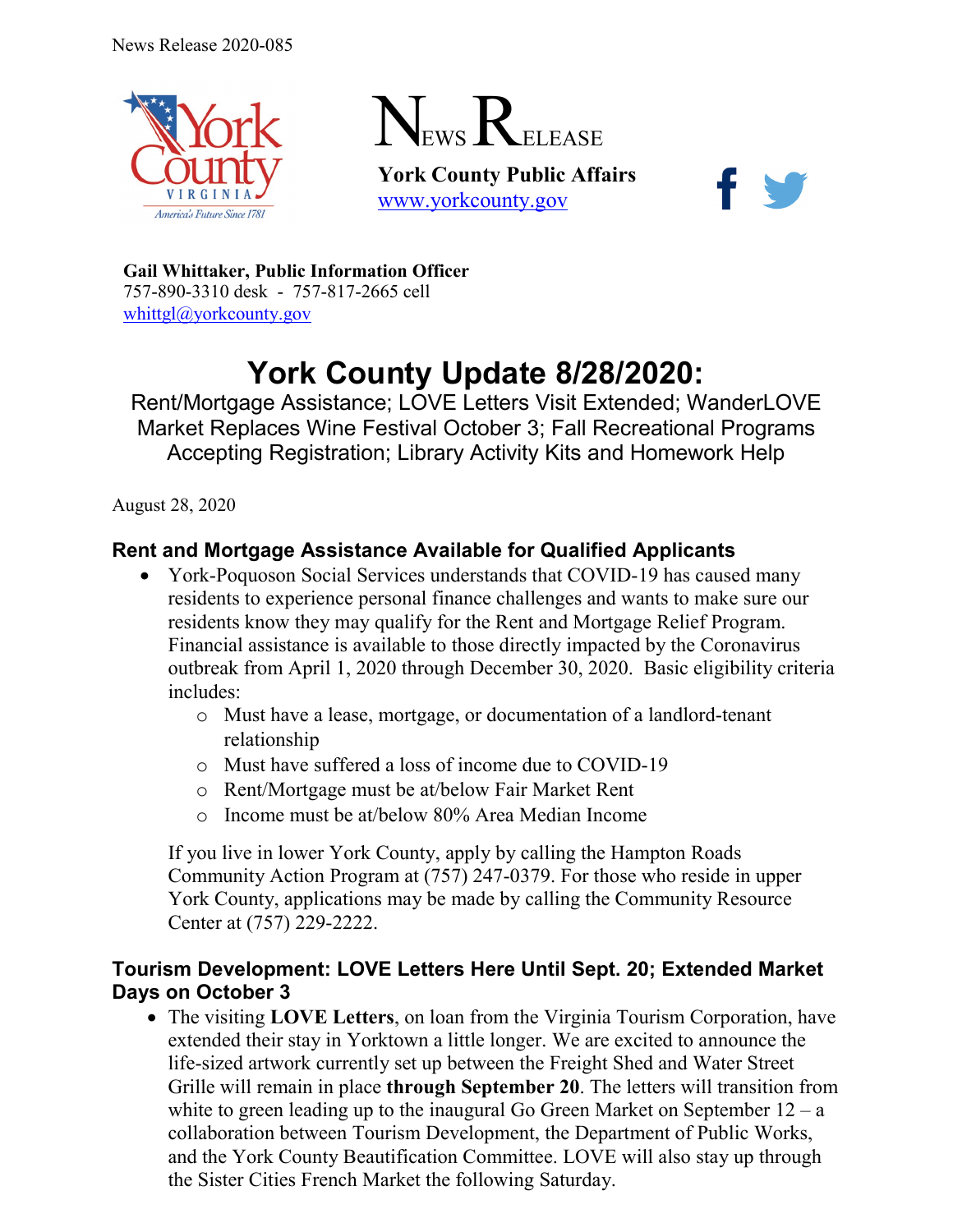News Release 2020-085

# NEWS RELEASE

**York County Public Affairs**
www.yorkcounty.gov

**Gail Whittaker, Public Information Officer**
757-890-3310 desk - 757-817-2665 cell
whittgl@yorkcounty.gov

# York County Update 8/28/2020:

Rent/Mortgage Assistance; LOVE Letters Visit Extended; WanderLOVE Market Replaces Wine Festival October 3; Fall Recreational Programs Accepting Registration; Library Activity Kits and Homework Help

August 28, 2020

## Rent and Mortgage Assistance Available for Qualified Applicants

- York-Poquoson Social Services understands that COVID-19 has caused many residents to experience personal finance challenges and wants to make sure our residents know they may qualify for the Rent and Mortgage Relief Program. Financial assistance is available to those directly impacted by the Coronavirus outbreak from April 1, 2020 through December 30, 2020. Basic eligibility criteria includes:
  - Must have a lease, mortgage, or documentation of a landlord-tenant relationship
  - Must have suffered a loss of income due to COVID-19
  - Rent/Mortgage must be at/below Fair Market Rent
  - Income must be at/below 80% Area Median Income

  If you live in lower York County, apply by calling the Hampton Roads Community Action Program at (757) 247-0379. For those who reside in upper York County, applications may be made by calling the Community Resource Center at (757) 229-2222.

## Tourism Development: LOVE Letters Here Until Sept. 20; Extended Market Days on October 3

- The visiting **LOVE Letters**, on loan from the Virginia Tourism Corporation, have extended their stay in Yorktown a little longer. We are excited to announce the life-sized artwork currently set up between the Freight Shed and Water Street Grille will remain in place **through September 20**. The letters will transition from white to green leading up to the inaugural Go Green Market on September 12 – a collaboration between Tourism Development, the Department of Public Works, and the York County Beautification Committee. LOVE will also stay up through the Sister Cities French Market the following Saturday.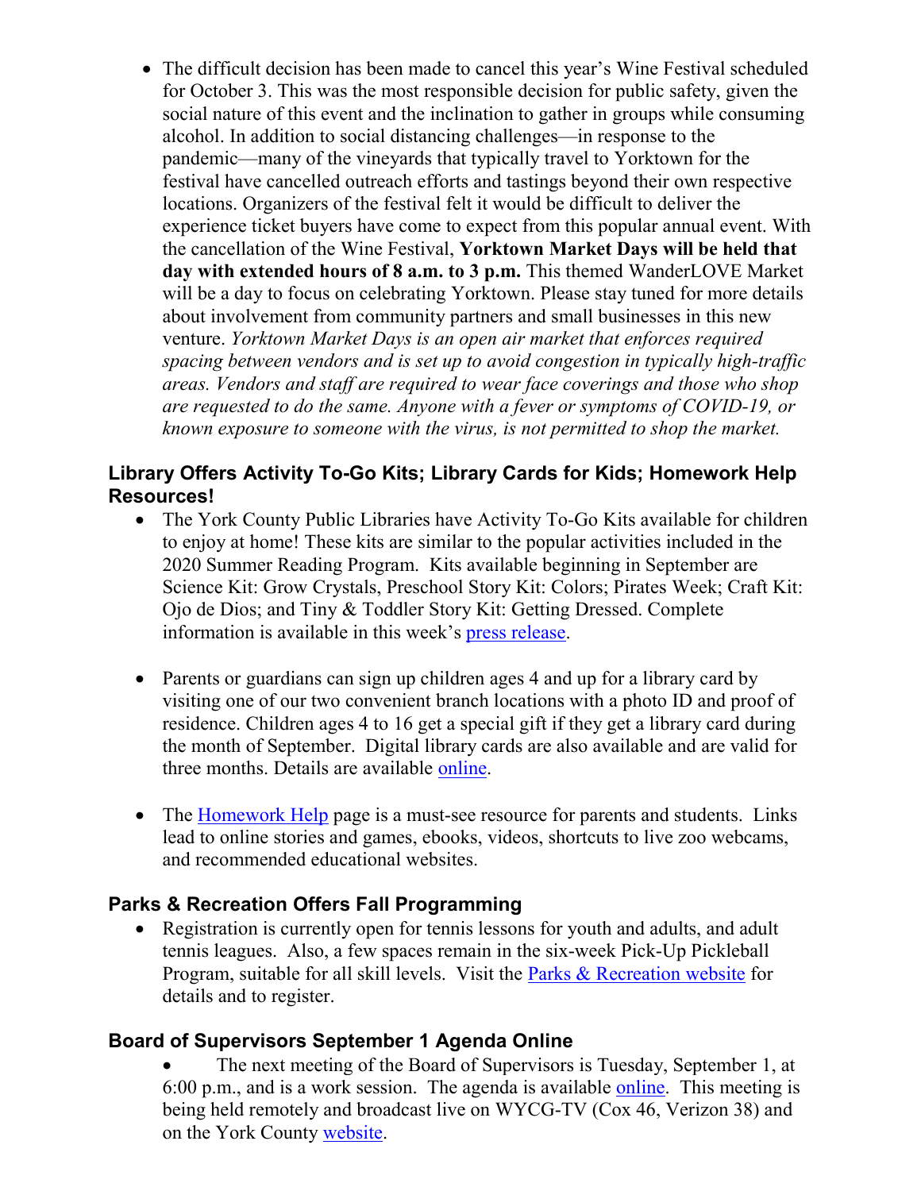- The difficult decision has been made to cancel this year's Wine Festival scheduled for October 3. This was the most responsible decision for public safety, given the social nature of this event and the inclination to gather in groups while consuming alcohol. In addition to social distancing challenges—in response to the pandemic—many of the vineyards that typically travel to Yorktown for the festival have cancelled outreach efforts and tastings beyond their own respective locations. Organizers of the festival felt it would be difficult to deliver the experience ticket buyers have come to expect from this popular annual event. With the cancellation of the Wine Festival, **Yorktown Market Days will be held that day with extended hours of 8 a.m. to 3 p.m.** This themed WanderLOVE Market will be a day to focus on celebrating Yorktown. Please stay tuned for more details about involvement from community partners and small businesses in this new venture. *Yorktown Market Days is an open air market that enforces required spacing between vendors and is set up to avoid congestion in typically high-traffic areas. Vendors and staff are required to wear face coverings and those who shop are requested to do the same. Anyone with a fever or symptoms of COVID-19, or known exposure to someone with the virus, is not permitted to shop the market.*

### Library Offers Activity To-Go Kits; Library Cards for Kids; Homework Help Resources!

- The York County Public Libraries have Activity To-Go Kits available for children to enjoy at home! These kits are similar to the popular activities included in the 2020 Summer Reading Program. Kits available beginning in September are Science Kit: Grow Crystals, Preschool Story Kit: Colors; Pirates Week; Craft Kit: Ojo de Dios; and Tiny & Toddler Story Kit: Getting Dressed. Complete information is available in this week's press release.

- Parents or guardians can sign up children ages 4 and up for a library card by visiting one of our two convenient branch locations with a photo ID and proof of residence. Children ages 4 to 16 get a special gift if they get a library card during the month of September. Digital library cards are also available and are valid for three months. Details are available online.

- The Homework Help page is a must-see resource for parents and students. Links lead to online stories and games, ebooks, videos, shortcuts to live zoo webcams, and recommended educational websites.

### Parks & Recreation Offers Fall Programming

- Registration is currently open for tennis lessons for youth and adults, and adult tennis leagues. Also, a few spaces remain in the six-week Pick-Up Pickleball Program, suitable for all skill levels. Visit the Parks & Recreation website for details and to register.

### Board of Supervisors September 1 Agenda Online

- The next meeting of the Board of Supervisors is Tuesday, September 1, at 6:00 p.m., and is a work session. The agenda is available online. This meeting is being held remotely and broadcast live on WYCG-TV (Cox 46, Verizon 38) and on the York County website.